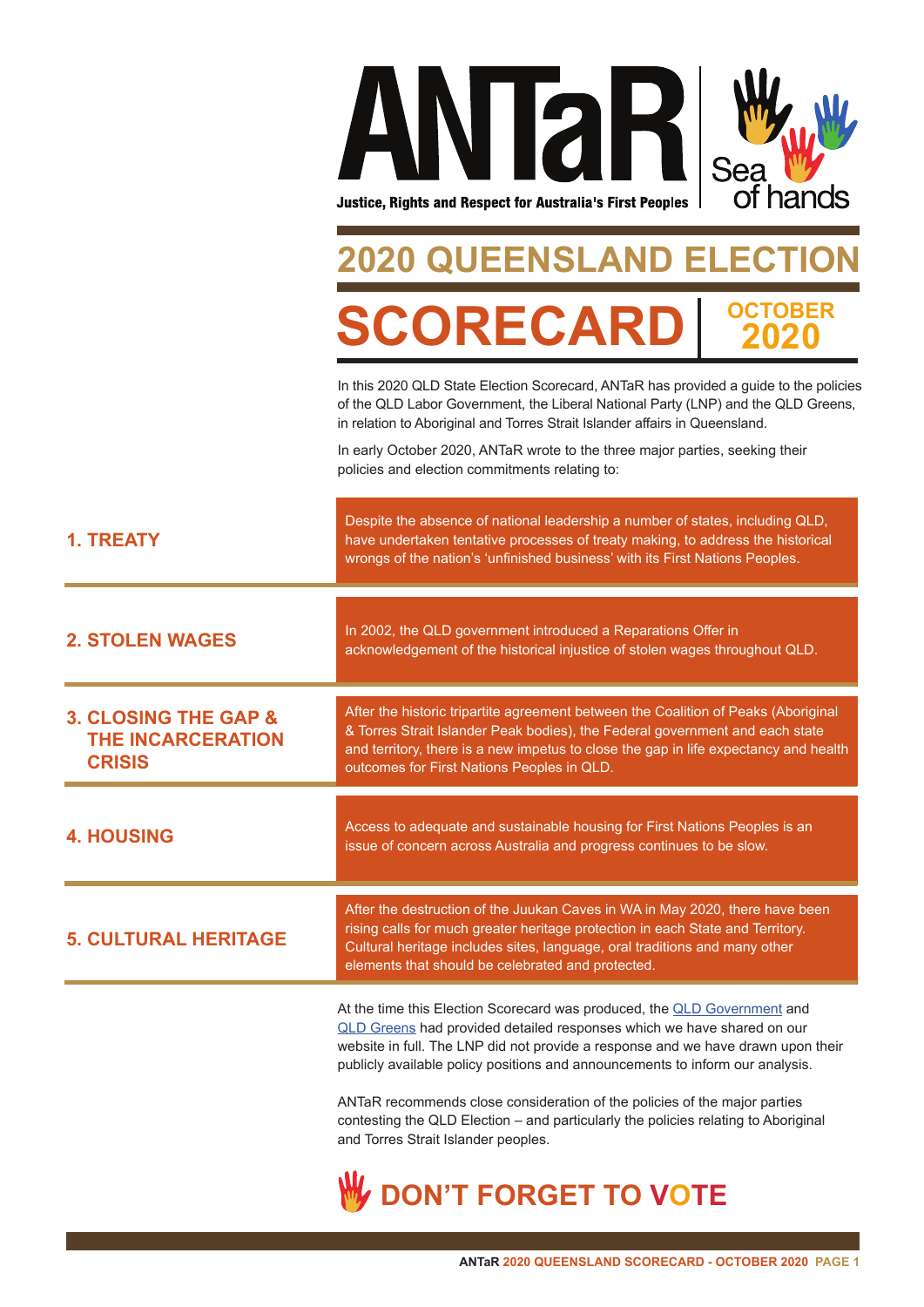# ANTaR

**Justice, Rights and Respect for Australia's First Peoples**

Sea of hands

# 2020 QUEENSLAND ELECTION SCORECARD

## OCTOBER 2020

In this 2020 QLD State Election Scorecard, ANTaR has provided a guide to the policies of the QLD Labor Government, the Liberal National Party (LNP) and the QLD Greens, in relation to Aboriginal and Torres Strait Islander affairs in Queensland.

In early October 2020, ANTaR wrote to the three major parties, seeking their policies and election commitments relating to:

| | |
|---|---|
| **1. TREATY** | Despite the absence of national leadership a number of states, including QLD, have undertaken tentative processes of treaty making, to address the historical wrongs of the nation's 'unfinished business' with its First Nations Peoples. |
| **2. STOLEN WAGES** | In 2002, the QLD government introduced a Reparations Offer in acknowledgement of the historical injustice of stolen wages throughout QLD. |
| **3. CLOSING THE GAP & THE INCARCERATION CRISIS** | After the historic tripartite agreement between the Coalition of Peaks (Aboriginal & Torres Strait Islander Peak bodies), the Federal government and each state and territory, there is a new impetus to close the gap in life expectancy and health outcomes for First Nations Peoples in QLD. |
| **4. HOUSING** | Access to adequate and sustainable housing for First Nations Peoples is an issue of concern across Australia and progress continues to be slow. |
| **5. CULTURAL HERITAGE** | After the destruction of the Juukan Caves in WA in May 2020, there have been rising calls for much greater heritage protection in each State and Territory. Cultural heritage includes sites, language, oral traditions and many other elements that should be celebrated and protected. |

At the time this Election Scorecard was produced, the QLD Government and QLD Greens had provided detailed responses which we have shared on our website in full. The LNP did not provide a response and we have drawn upon their publicly available policy positions and announcements to inform our analysis.

ANTaR recommends close consideration of the policies of the major parties contesting the QLD Election – and particularly the policies relating to Aboriginal and Torres Strait Islander peoples.

## DON'T FORGET TO VOTE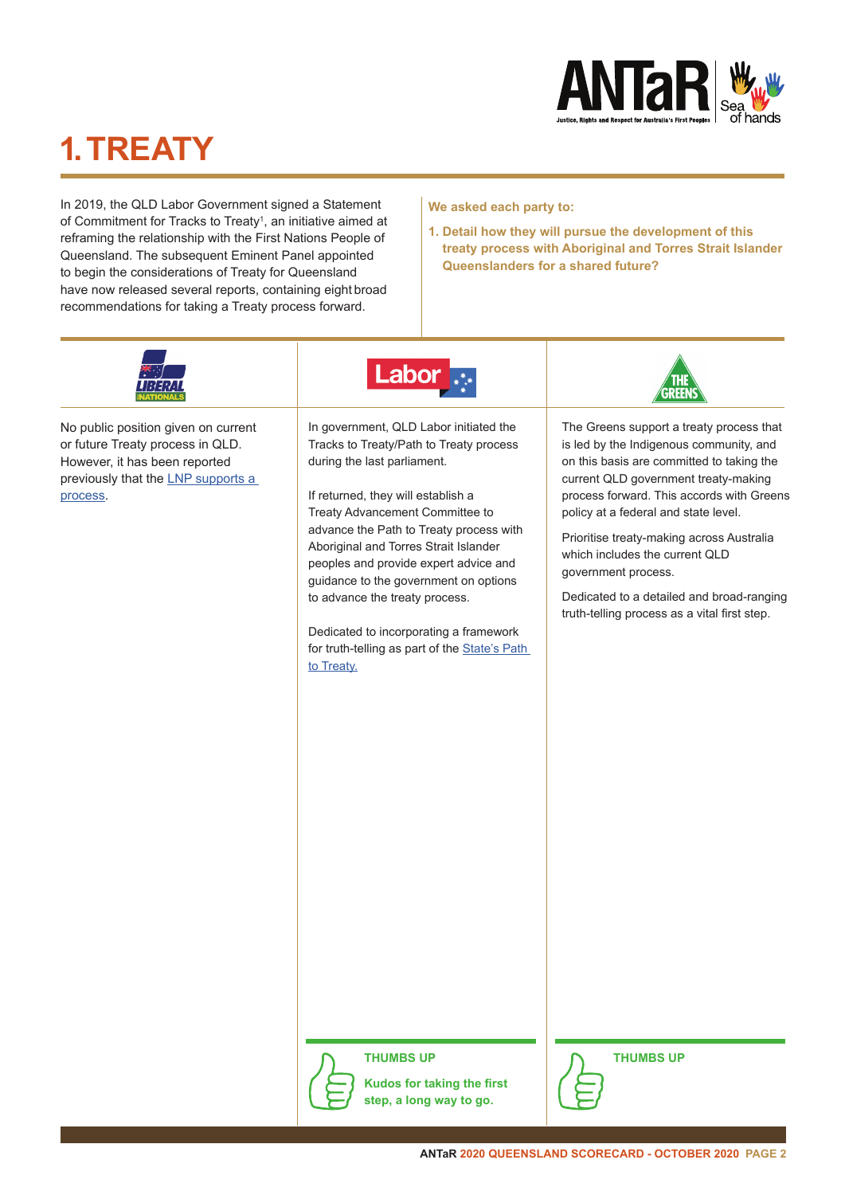# 1. TREATY

In 2019, the QLD Labor Government signed a Statement of Commitment for Tracks to Treaty[1], an initiative aimed at reframing the relationship with the First Nations People of Queensland. The subsequent Eminent Panel appointed to begin the considerations of Treaty for Queensland have now released several reports, containing eight broad recommendations for taking a Treaty process forward.

**We asked each party to:**

**1. Detail how they will pursue the development of this treaty process with Aboriginal and Torres Strait Islander Queenslanders for a shared future?**

| LIBERAL NATIONALS | Labor | THE GREENS |
|---|---|---|
| No public position given on current or future Treaty process in QLD. However, it has been reported previously that the LNP supports a process. | In government, QLD Labor initiated the Tracks to Treaty/Path to Treaty process during the last parliament.<br><br>If returned, they will establish a Treaty Advancement Committee to advance the Path to Treaty process with Aboriginal and Torres Strait Islander peoples and provide expert advice and guidance to the government on options to advance the treaty process.<br><br>Dedicated to incorporating a framework for truth-telling as part of the State's Path to Treaty. | The Greens support a treaty process that is led by the Indigenous community, and on this basis are committed to taking the current QLD government treaty-making process forward. This accords with Greens policy at a federal and state level.<br><br>Prioritise treaty-making across Australia which includes the current QLD government process.<br><br>Dedicated to a detailed and broad-ranging truth-telling process as a vital first step. |
| | **THUMBS UP**<br><br>**Kudos for taking the first step, a long way to go.** | **THUMBS UP** |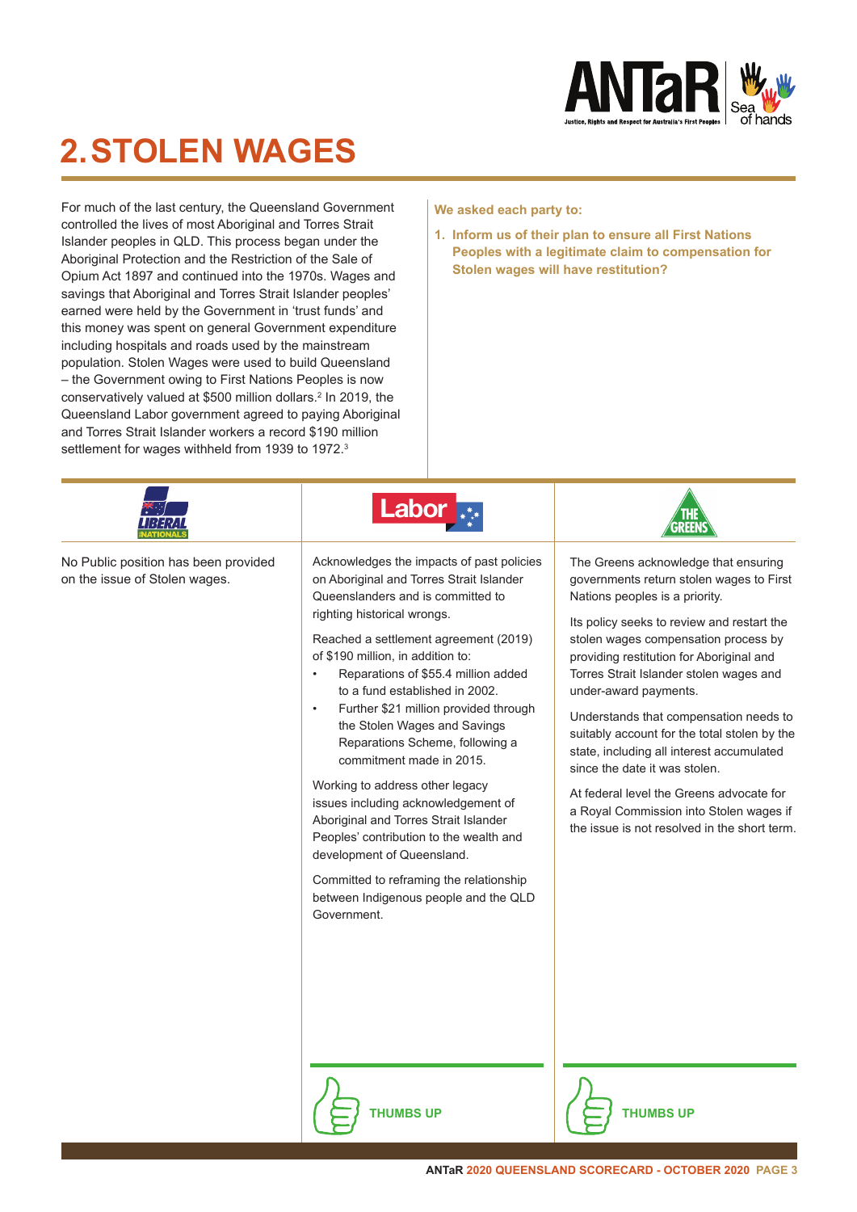# 2. STOLEN WAGES

For much of the last century, the Queensland Government controlled the lives of most Aboriginal and Torres Strait Islander peoples in QLD. This process began under the Aboriginal Protection and the Restriction of the Sale of Opium Act 1897 and continued into the 1970s. Wages and savings that Aboriginal and Torres Strait Islander peoples' earned were held by the Government in 'trust funds' and this money was spent on general Government expenditure including hospitals and roads used by the mainstream population. Stolen Wages were used to build Queensland – the Government owing to First Nations Peoples is now conservatively valued at $500 million dollars.[2] In 2019, the Queensland Labor government agreed to paying Aboriginal and Torres Strait Islander workers a record $190 million settlement for wages withheld from 1939 to 1972.[3]

**We asked each party to:**

1. **Inform us of their plan to ensure all First Nations Peoples with a legitimate claim to compensation for Stolen wages will have restitution?**

## Liberal National

No Public position has been provided on the issue of Stolen wages.

## Labor

Acknowledges the impacts of past policies on Aboriginal and Torres Strait Islander Queenslanders and is committed to righting historical wrongs.

Reached a settlement agreement (2019) of $190 million, in addition to:

- Reparations of $55.4 million added to a fund established in 2002.
- Further $21 million provided through the Stolen Wages and Savings Reparations Scheme, following a commitment made in 2015.

Working to address other legacy issues including acknowledgement of Aboriginal and Torres Strait Islander Peoples' contribution to the wealth and development of Queensland.

Committed to reframing the relationship between Indigenous people and the QLD Government.

**THUMBS UP**

## The Greens

The Greens acknowledge that ensuring governments return stolen wages to First Nations peoples is a priority.

Its policy seeks to review and restart the stolen wages compensation process by providing restitution for Aboriginal and Torres Strait Islander stolen wages and under-award payments.

Understands that compensation needs to suitably account for the total stolen by the state, including all interest accumulated since the date it was stolen.

At federal level the Greens advocate for a Royal Commission into Stolen wages if the issue is not resolved in the short term.

**THUMBS UP**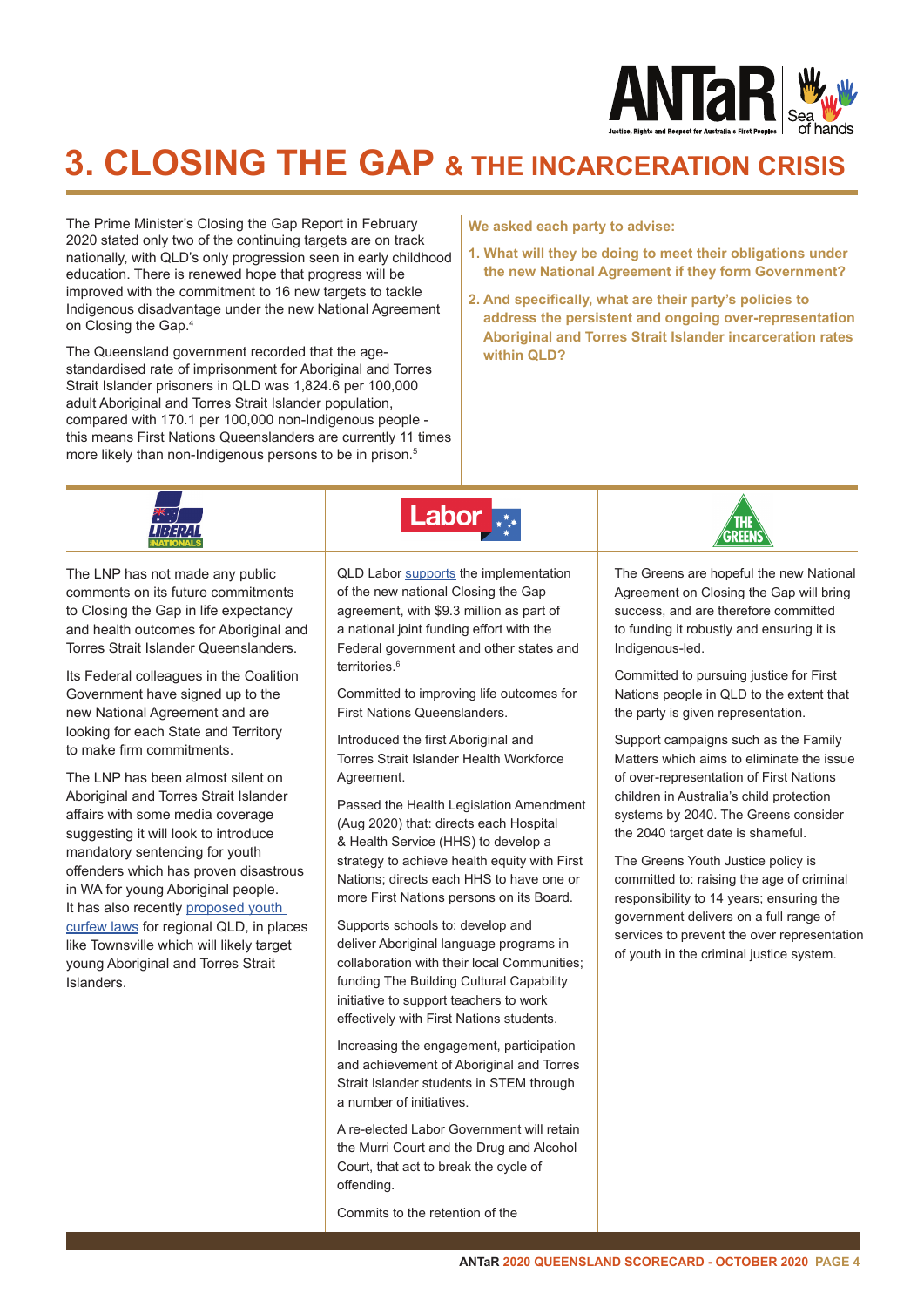# 3. CLOSING THE GAP & THE INCARCERATION CRISIS

The Prime Minister's Closing the Gap Report in February 2020 stated only two of the continuing targets are on track nationally, with QLD's only progression seen in early childhood education. There is renewed hope that progress will be improved with the commitment to 16 new targets to tackle Indigenous disadvantage under the new National Agreement on Closing the Gap.[4]

The Queensland government recorded that the age-standardised rate of imprisonment for Aboriginal and Torres Strait Islander prisoners in QLD was 1,824.6 per 100,000 adult Aboriginal and Torres Strait Islander population, compared with 170.1 per 100,000 non-Indigenous people - this means First Nations Queenslanders are currently 11 times more likely than non-Indigenous persons to be in prison.[5]

**We asked each party to advise:**

1. **What will they be doing to meet their obligations under the new National Agreement if they form Government?**
2. **And specifically, what are their party's policies to address the persistent and ongoing over-representation Aboriginal and Torres Strait Islander incarceration rates within QLD?**

## Liberal Nationals

The LNP has not made any public comments on its future commitments to Closing the Gap in life expectancy and health outcomes for Aboriginal and Torres Strait Islander Queenslanders.

Its Federal colleagues in the Coalition Government have signed up to the new National Agreement and are looking for each State and Territory to make firm commitments.

The LNP has been almost silent on Aboriginal and Torres Strait Islander affairs with some media coverage suggesting it will look to introduce mandatory sentencing for youth offenders which has proven disastrous in WA for young Aboriginal people. It has also recently proposed youth curfew laws for regional QLD, in places like Townsville which will likely target young Aboriginal and Torres Strait Islanders.

## Labor

QLD Labor supports the implementation of the new national Closing the Gap agreement, with $9.3 million as part of a national joint funding effort with the Federal government and other states and territories.[6]

Committed to improving life outcomes for First Nations Queenslanders.

Introduced the first Aboriginal and Torres Strait Islander Health Workforce Agreement.

Passed the Health Legislation Amendment (Aug 2020) that: directs each Hospital & Health Service (HHS) to develop a strategy to achieve health equity with First Nations; directs each HHS to have one or more First Nations persons on its Board.

Supports schools to: develop and deliver Aboriginal language programs in collaboration with their local Communities; funding The Building Cultural Capability initiative to support teachers to work effectively with First Nations students.

Increasing the engagement, participation and achievement of Aboriginal and Torres Strait Islander students in STEM through a number of initiatives.

A re-elected Labor Government will retain the Murri Court and the Drug and Alcohol Court, that act to break the cycle of offending.

Commits to the retention of the

## The Greens

The Greens are hopeful the new National Agreement on Closing the Gap will bring success, and are therefore committed to funding it robustly and ensuring it is Indigenous-led.

Committed to pursuing justice for First Nations people in QLD to the extent that the party is given representation.

Support campaigns such as the Family Matters which aims to eliminate the issue of over-representation of First Nations children in Australia's child protection systems by 2040. The Greens consider the 2040 target date is shameful.

The Greens Youth Justice policy is committed to: raising the age of criminal responsibility to 14 years; ensuring the government delivers on a full range of services to prevent the over representation of youth in the criminal justice system.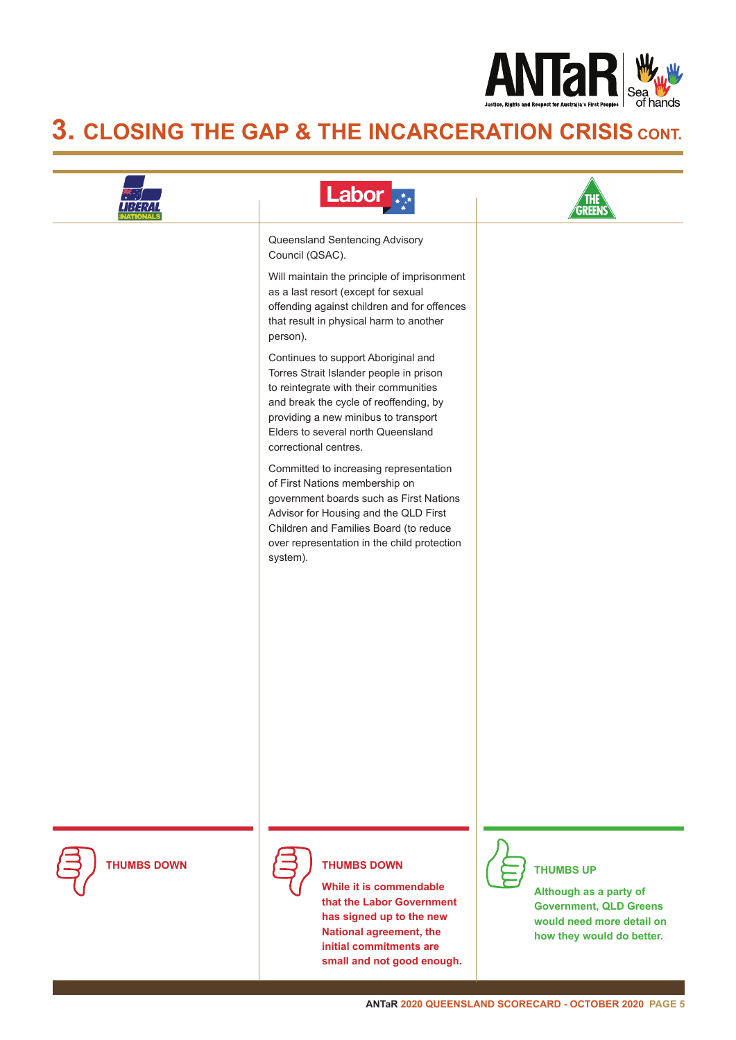# 3. CLOSING THE GAP & THE INCARCERATION CRISIS CONT.

| LIBERAL NATIONALS | Labor | THE GREENS |
| --- | --- | --- |
| | Queensland Sentencing Advisory Council (QSAC).<br><br>Will maintain the principle of imprisonment as a last resort (except for sexual offending against children and for offences that result in physical harm to another person).<br><br>Continues to support Aboriginal and Torres Strait Islander people in prison to reintegrate with their communities and break the cycle of reoffending, by providing a new minibus to transport Elders to several north Queensland correctional centres.<br><br>Committed to increasing representation of First Nations membership on government boards such as First Nations Advisor for Housing and the QLD First Children and Families Board (to reduce over representation in the child protection system). | |
| **THUMBS DOWN** | **THUMBS DOWN**<br><br>**While it is commendable that the Labor Government has signed up to the new National agreement, the initial commitments are small and not good enough.** | **THUMBS UP**<br><br>**Although as a party of Government, QLD Greens would need more detail on how they would do better.** |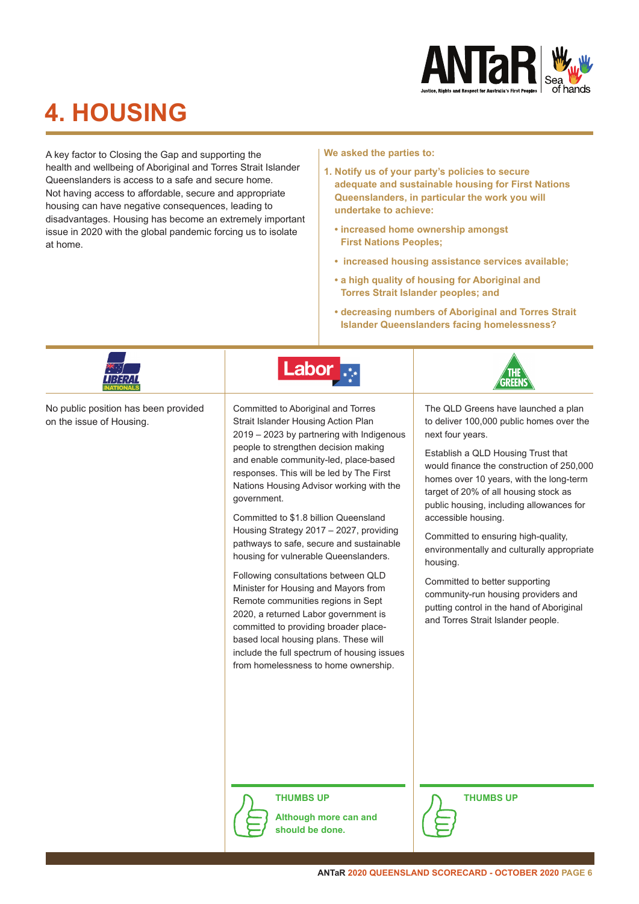# 4. HOUSING

A key factor to Closing the Gap and supporting the health and wellbeing of Aboriginal and Torres Strait Islander Queenslanders is access to a safe and secure home. Not having access to affordable, secure and appropriate housing can have negative consequences, leading to disadvantages. Housing has become an extremely important issue in 2020 with the global pandemic forcing us to isolate at home.

**We asked the parties to:**

**1. Notify us of your party's policies to secure adequate and sustainable housing for First Nations Queenslanders, in particular the work you will undertake to achieve:**

- **increased home ownership amongst First Nations Peoples;**
- **increased housing assistance services available;**
- **a high quality of housing for Aboriginal and Torres Strait Islander peoples; and**
- **decreasing numbers of Aboriginal and Torres Strait Islander Queenslanders facing homelessness?**

| LIBERAL NATIONALS | Labor | THE GREENS |
|---|---|---|
| No public position has been provided on the issue of Housing. | Committed to Aboriginal and Torres Strait Islander Housing Action Plan 2019 – 2023 by partnering with Indigenous people to strengthen decision making and enable community-led, place-based responses. This will be led by The First Nations Housing Advisor working with the government.<br><br>Committed to $1.8 billion Queensland Housing Strategy 2017 – 2027, providing pathways to safe, secure and sustainable housing for vulnerable Queenslanders.<br><br>Following consultations between QLD Minister for Housing and Mayors from Remote communities regions in Sept 2020, a returned Labor government is committed to providing broader place-based local housing plans. These will include the full spectrum of housing issues from homelessness to home ownership. | The QLD Greens have launched a plan to deliver 100,000 public homes over the next four years.<br><br>Establish a QLD Housing Trust that would finance the construction of 250,000 homes over 10 years, with the long-term target of 20% of all housing stock as public housing, including allowances for accessible housing.<br><br>Committed to ensuring high-quality, environmentally and culturally appropriate housing.<br><br>Committed to better supporting community-run housing providers and putting control in the hand of Aboriginal and Torres Strait Islander people. |
| | **THUMBS UP**<br>**Although more can and should be done.** | **THUMBS UP** |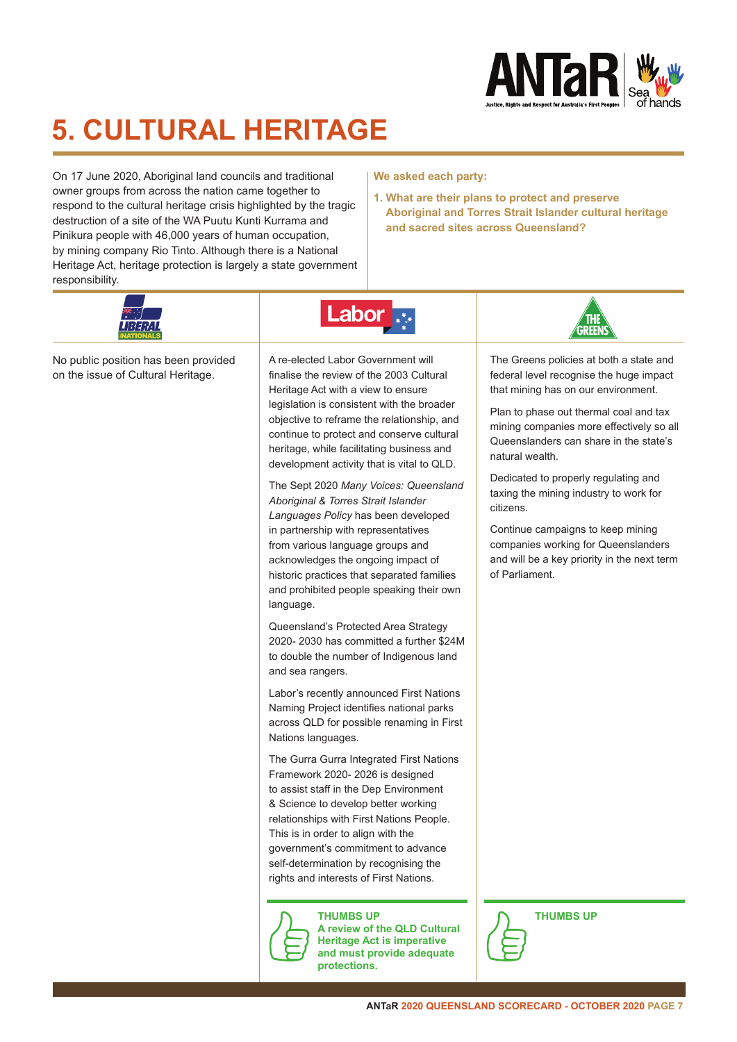# 5. CULTURAL HERITAGE

On 17 June 2020, Aboriginal land councils and traditional owner groups from across the nation came together to respond to the cultural heritage crisis highlighted by the tragic destruction of a site of the WA Puutu Kunti Kurrama and Pinikura people with 46,000 years of human occupation, by mining company Rio Tinto. Although there is a National Heritage Act, heritage protection is largely a state government responsibility.

**We asked each party:**

**1. What are their plans to protect and preserve Aboriginal and Torres Strait Islander cultural heritage and sacred sites across Queensland?**

## Liberal Nationals

No public position has been provided on the issue of Cultural Heritage.

## Labor

A re-elected Labor Government will finalise the review of the 2003 Cultural Heritage Act with a view to ensure legislation is consistent with the broader objective to reframe the relationship, and continue to protect and conserve cultural heritage, while facilitating business and development activity that is vital to QLD.

The Sept 2020 *Many Voices: Queensland Aboriginal & Torres Strait Islander Languages Policy* has been developed in partnership with representatives from various language groups and acknowledges the ongoing impact of historic practices that separated families and prohibited people speaking their own language.

Queensland's Protected Area Strategy 2020- 2030 has committed a further $24M to double the number of Indigenous land and sea rangers.

Labor's recently announced First Nations Naming Project identifies national parks across QLD for possible renaming in First Nations languages.

The Gurra Gurra Integrated First Nations Framework 2020- 2026 is designed to assist staff in the Dep Environment & Science to develop better working relationships with First Nations People. This is in order to align with the government's commitment to advance self-determination by recognising the rights and interests of First Nations.

**THUMBS UP**
**A review of the QLD Cultural Heritage Act is imperative and must provide adequate protections.**

## The Greens

The Greens policies at both a state and federal level recognise the huge impact that mining has on our environment.

Plan to phase out thermal coal and tax mining companies more effectively so all Queenslanders can share in the state's natural wealth.

Dedicated to properly regulating and taxing the mining industry to work for citizens.

Continue campaigns to keep mining companies working for Queenslanders and will be a key priority in the next term of Parliament.

**THUMBS UP**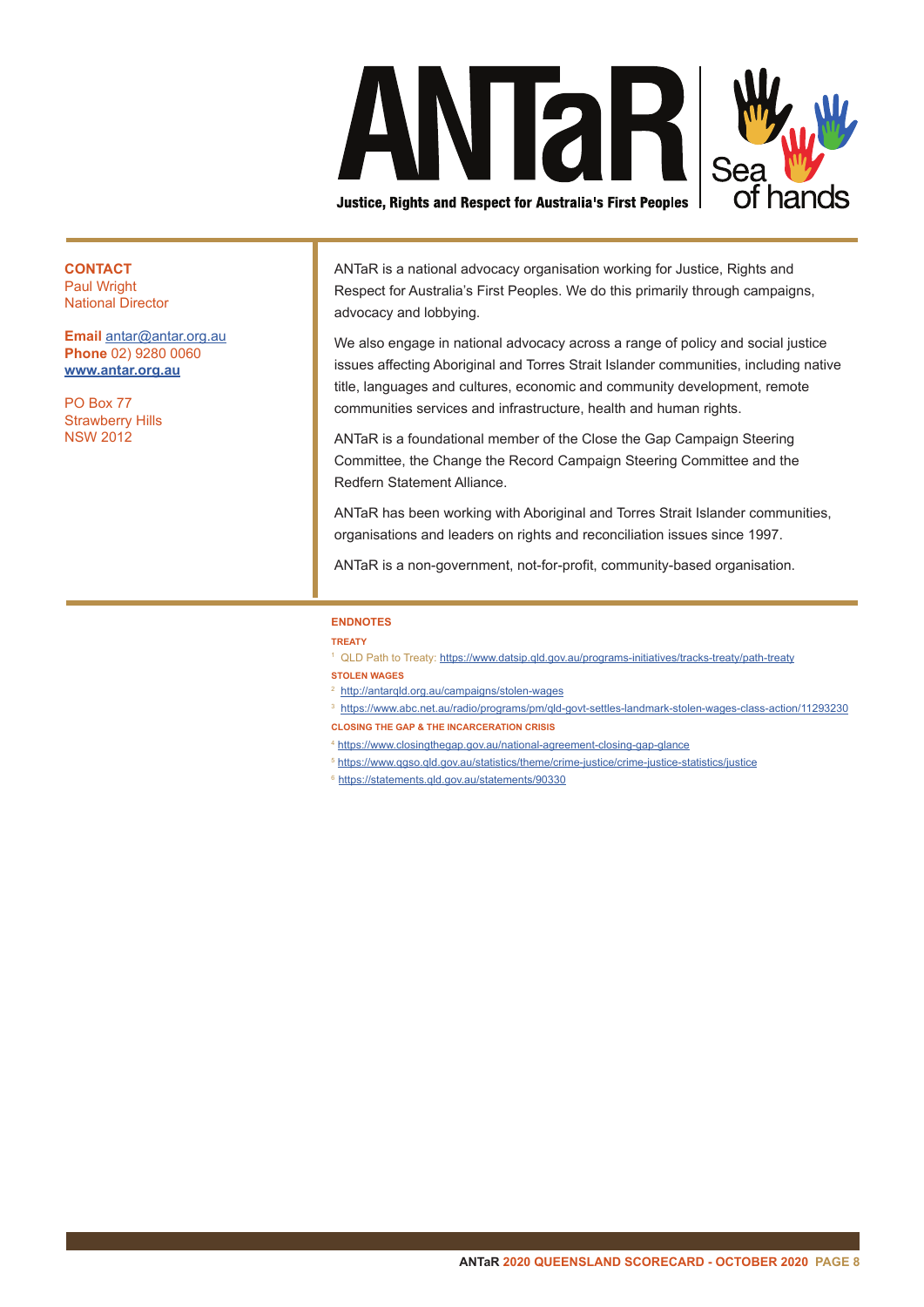**ANTaR**

**Justice, Rights and Respect for Australia's First Peoples**

Sea of hands

**CONTACT**
Paul Wright
National Director

**Email** antar@antar.org.au
**Phone** 02) 9280 0060
**www.antar.org.au**

PO Box 77
Strawberry Hills
NSW 2012

ANTaR is a national advocacy organisation working for Justice, Rights and Respect for Australia's First Peoples. We do this primarily through campaigns, advocacy and lobbying.

We also engage in national advocacy across a range of policy and social justice issues affecting Aboriginal and Torres Strait Islander communities, including native title, languages and cultures, economic and community development, remote communities services and infrastructure, health and human rights.

ANTaR is a foundational member of the Close the Gap Campaign Steering Committee, the Change the Record Campaign Steering Committee and the Redfern Statement Alliance.

ANTaR has been working with Aboriginal and Torres Strait Islander communities, organisations and leaders on rights and reconciliation issues since 1997.

ANTaR is a non-government, not-for-profit, community-based organisation.

## ENDNOTES

### TREATY

[1] QLD Path to Treaty: https://www.datsip.qld.gov.au/programs-initiatives/tracks-treaty/path-treaty

### STOLEN WAGES

[2] http://antarqld.org.au/campaigns/stolen-wages

[3] https://www.abc.net.au/radio/programs/pm/qld-govt-settles-landmark-stolen-wages-class-action/11293230

### CLOSING THE GAP & THE INCARCERATION CRISIS

[4] https://www.closingthegap.gov.au/national-agreement-closing-gap-glance

[5] https://www.qgso.qld.gov.au/statistics/theme/crime-justice/crime-justice-statistics/justice

[6] https://statements.qld.gov.au/statements/90330